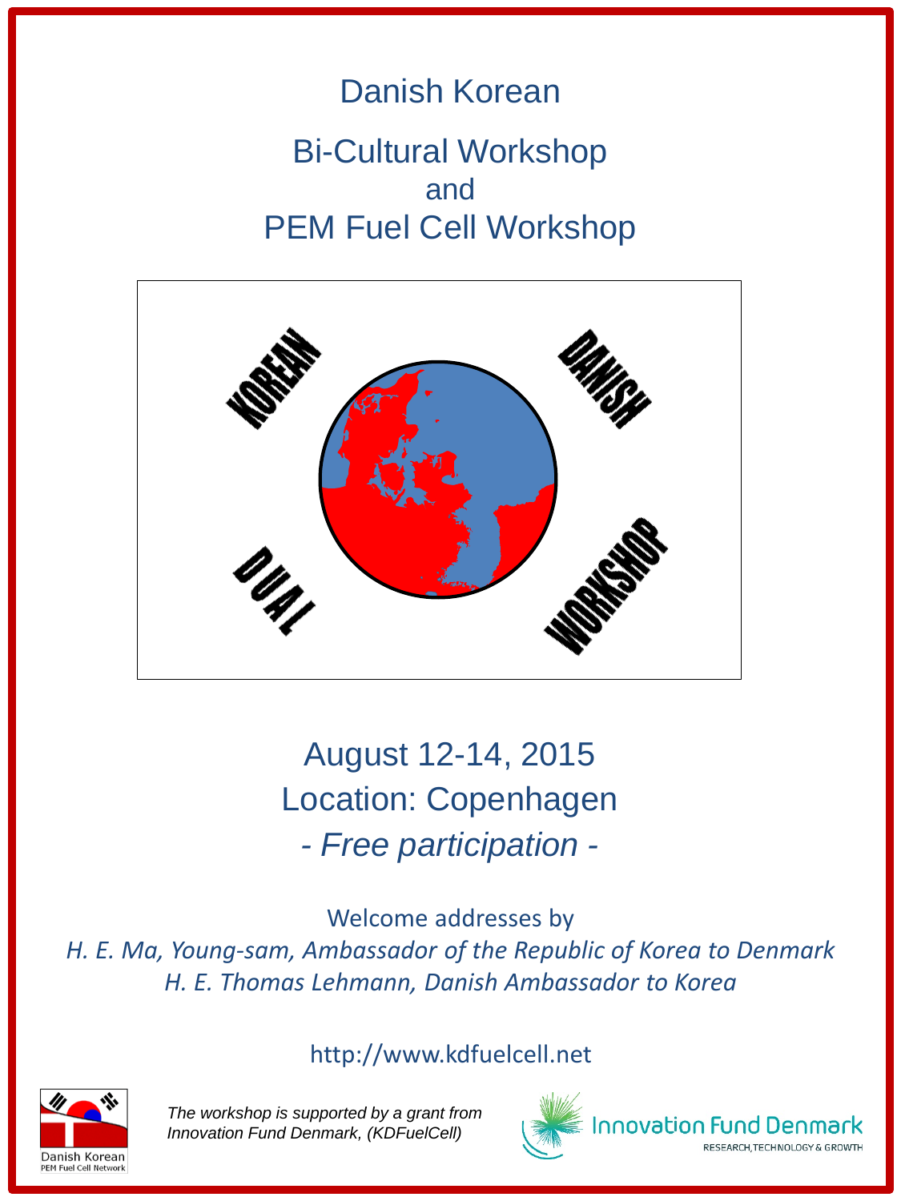# Danish Korean

## Bi-Cultural Workshop
## and
## PEM Fuel Cell Workshop

KOREAN DANISH DUAL WORKSHOP

August 12-14, 2015

Location: Copenhagen

*- Free participation -*

Welcome addresses by

*H. E. Ma, Young-sam, Ambassador of the Republic of Korea to Denmark*

*H. E. Thomas Lehmann, Danish Ambassador to Korea*

http://www.kdfuelcell.net

Danish Korean PEM Fuel Cell Network

*The workshop is supported by a grant from Innovation Fund Denmark, (KDFuelCell)*

Innovation Fund Denmark
RESEARCH, TECHNOLOGY & GROWTH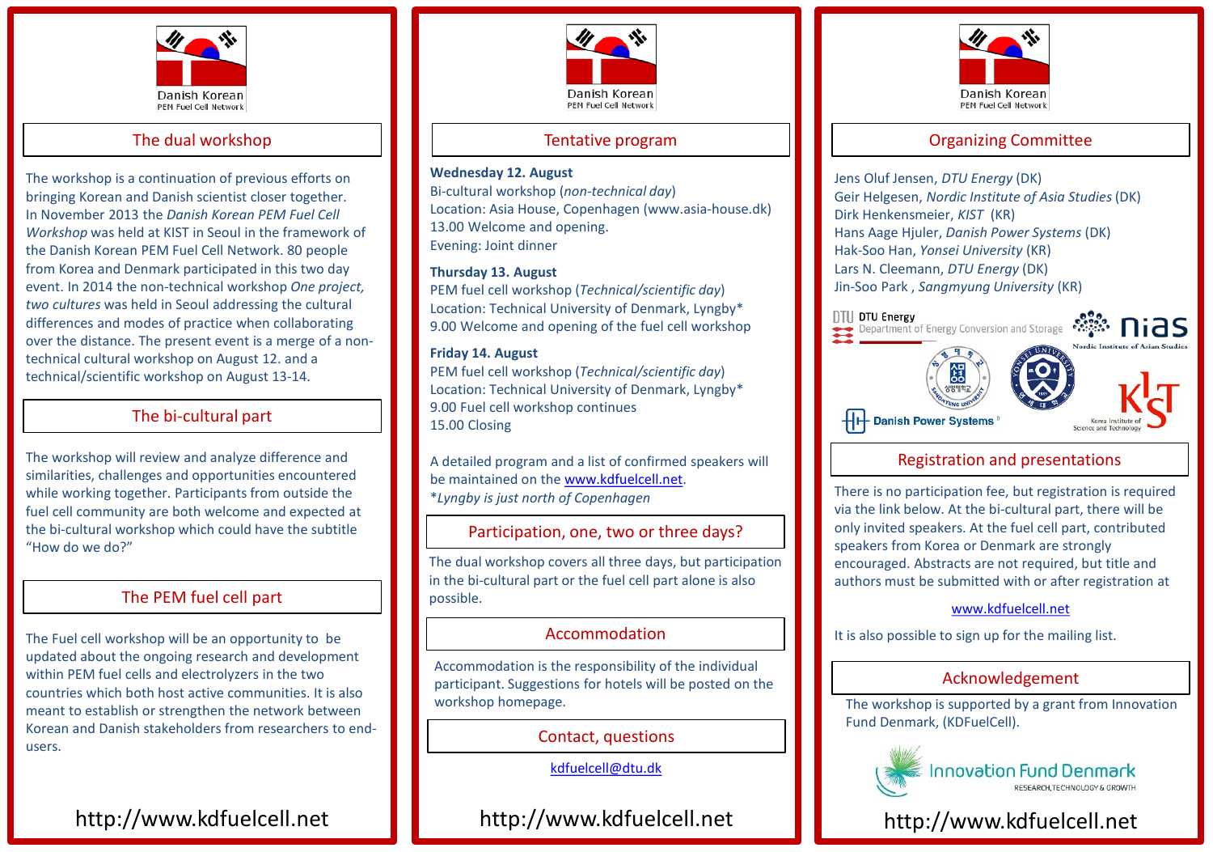Danish Korean
PEM Fuel Cell Network

## The dual workshop

The workshop is a continuation of previous efforts on bringing Korean and Danish scientist closer together. In November 2013 the *Danish Korean PEM Fuel Cell Workshop* was held at KIST in Seoul in the framework of the Danish Korean PEM Fuel Cell Network. 80 people from Korea and Denmark participated in this two day event. In 2014 the non-technical workshop *One project, two cultures* was held in Seoul addressing the cultural differences and modes of practice when collaborating over the distance. The present event is a merge of a non-technical cultural workshop on August 12. and a technical/scientific workshop on August 13-14.

## The bi-cultural part

The workshop will review and analyze difference and similarities, challenges and opportunities encountered while working together. Participants from outside the fuel cell community are both welcome and expected at the bi-cultural workshop which could have the subtitle "How do we do?"

## The PEM fuel cell part

The Fuel cell workshop will be an opportunity to be updated about the ongoing research and development within PEM fuel cells and electrolyzers in the two countries which both host active communities. It is also meant to establish or strengthen the network between Korean and Danish stakeholders from researchers to end-users.

http://www.kdfuelcell.net

Danish Korean
PEM Fuel Cell Network

## Tentative program

**Wednesday 12. August**
Bi-cultural workshop (*non-technical day*)
Location: Asia House, Copenhagen (www.asia-house.dk)
13.00 Welcome and opening.
Evening: Joint dinner

**Thursday 13. August**
PEM fuel cell workshop (*Technical/scientific day*)
Location: Technical University of Denmark, Lyngby*
9.00 Welcome and opening of the fuel cell workshop

**Friday 14. August**
PEM fuel cell workshop (*Technical/scientific day*)
Location: Technical University of Denmark, Lyngby*
9.00 Fuel cell workshop continues
15.00 Closing

A detailed program and a list of confirmed speakers will be maintained on the www.kdfuelcell.net.
**Lyngby is just north of Copenhagen*

## Participation, one, two or three days?

The dual workshop covers all three days, but participation in the bi-cultural part or the fuel cell part alone is also possible.

## Accommodation

Accommodation is the responsibility of the individual participant. Suggestions for hotels will be posted on the workshop homepage.

## Contact, questions

kdfuelcell@dtu.dk

http://www.kdfuelcell.net

Danish Korean
PEM Fuel Cell Network

## Organizing Committee

Jens Oluf Jensen, *DTU Energy* (DK)
Geir Helgesen, *Nordic Institute of Asia Studies* (DK)
Dirk Henkensmeier, *KIST* (KR)
Hans Aage Hjuler, *Danish Power Systems* (DK)
Hak-Soo Han, *Yonsei University* (KR)
Lars N. Cleemann, *DTU Energy* (DK)
Jin-Soo Park , *Sangmyung University* (KR)

DTU Energy — Department of Energy Conversion and Storage
nias — Nordic Institute of Asian Studies
Danish Power Systems
KIST — Korea Institute of Science and Technology

## Registration and presentations

There is no participation fee, but registration is required via the link below. At the bi-cultural part, there will be only invited speakers. At the fuel cell part, contributed speakers from Korea or Denmark are strongly encouraged. Abstracts are not required, but title and authors must be submitted with or after registration at

www.kdfuelcell.net

It is also possible to sign up for the mailing list.

## Acknowledgement

The workshop is supported by a grant from Innovation Fund Denmark, (KDFuelCell).

Innovation Fund Denmark
RESEARCH, TECHNOLOGY & GROWTH

http://www.kdfuelcell.net